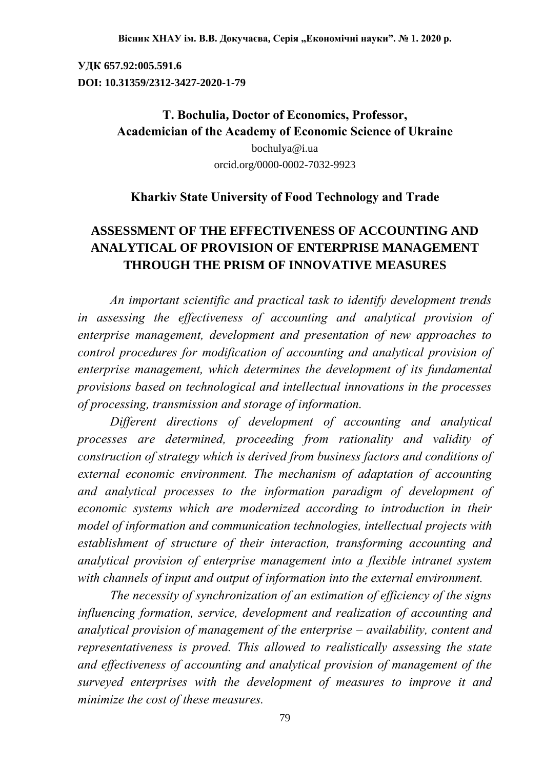**УДК 657.92:005.591.6**
**DOI: 10.31359/2312-3427-2020-1-79**

**T. Bochulia, Doctor of Economics, Professor,**
**Academician of the Academy of Economic Science of Ukraine**
bochulya@i.ua
orcid.org/0000-0002-7032-9923

**Kharkiv State University of Food Technology and Trade**

# ASSESSMENT OF THE EFFECTIVENESS OF ACCOUNTING AND ANALYTICAL OF PROVISION OF ENTERPRISE MANAGEMENT THROUGH THE PRISM OF INNOVATIVE MEASURES

*An important scientific and practical task to identify development trends in assessing the effectiveness of accounting and analytical provision of enterprise management, development and presentation of new approaches to control procedures for modification of accounting and analytical provision of enterprise management, which determines the development of its fundamental provisions based on technological and intellectual innovations in the processes of processing, transmission and storage of information.*

*Different directions of development of accounting and analytical processes are determined, proceeding from rationality and validity of construction of strategy which is derived from business factors and conditions of external economic environment. The mechanism of adaptation of accounting and analytical processes to the information paradigm of development of economic systems which are modernized according to introduction in their model of information and communication technologies, intellectual projects with establishment of structure of their interaction, transforming accounting and analytical provision of enterprise management into a flexible intranet system with channels of input and output of information into the external environment.*

*The necessity of synchronization of an estimation of efficiency of the signs influencing formation, service, development and realization of accounting and analytical provision of management of the enterprise – availability, content and representativeness is proved. This allowed to realistically assessing the state and effectiveness of accounting and analytical provision of management of the surveyed enterprises with the development of measures to improve it and minimize the cost of these measures.*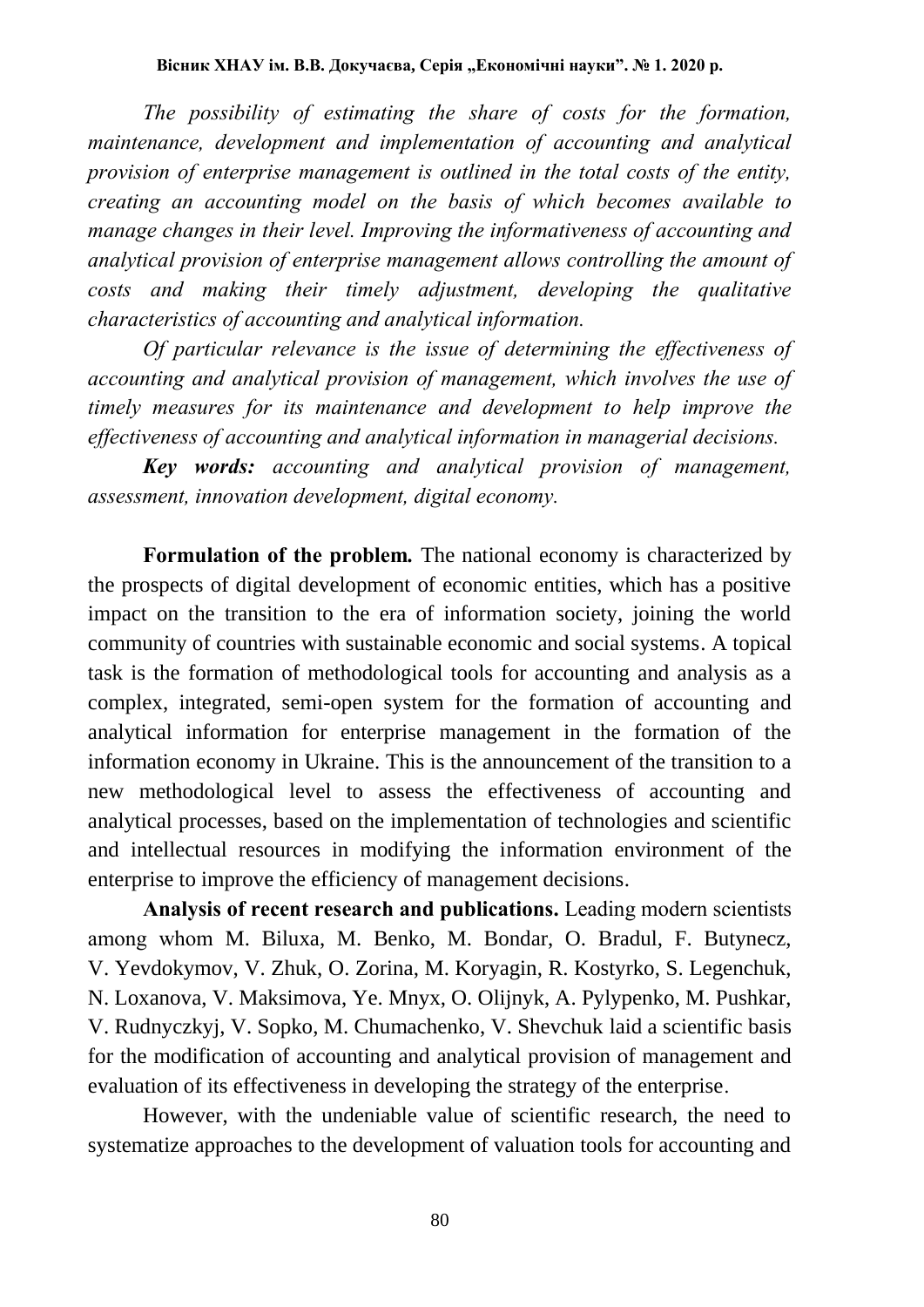*The possibility of estimating the share of costs for the formation, maintenance, development and implementation of accounting and analytical provision of enterprise management is outlined in the total costs of the entity, creating an accounting model on the basis of which becomes available to manage changes in their level. Improving the informativeness of accounting and analytical provision of enterprise management allows controlling the amount of costs and making their timely adjustment, developing the qualitative characteristics of accounting and analytical information.*

*Of particular relevance is the issue of determining the effectiveness of accounting and analytical provision of management, which involves the use of timely measures for its maintenance and development to help improve the effectiveness of accounting and analytical information in managerial decisions.*

***Key words:*** *accounting and analytical provision of management, assessment, innovation development, digital economy.*

**Formulation of the problem.** The national economy is characterized by the prospects of digital development of economic entities, which has a positive impact on the transition to the era of information society, joining the world community of countries with sustainable economic and social systems. A topical task is the formation of methodological tools for accounting and analysis as a complex, integrated, semi-open system for the formation of accounting and analytical information for enterprise management in the formation of the information economy in Ukraine. This is the announcement of the transition to a new methodological level to assess the effectiveness of accounting and analytical processes, based on the implementation of technologies and scientific and intellectual resources in modifying the information environment of the enterprise to improve the efficiency of management decisions.

**Analysis of recent research and publications.** Leading modern scientists among whom M. Biluxa, M. Benko, M. Bondar, O. Bradul, F. Butynecz, V. Yevdokymov, V. Zhuk, O. Zorina, M. Koryagin, R. Kostyrko, S. Legenchuk, N. Loxanova, V. Maksimova, Ye. Mnyx, O. Olijnyk, A. Pylypenko, M. Pushkar, V. Rudnyczkyj, V. Sopko, M. Chumachenko, V. Shevchuk laid a scientific basis for the modification of accounting and analytical provision of management and evaluation of its effectiveness in developing the strategy of the enterprise.

However, with the undeniable value of scientific research, the need to systematize approaches to the development of valuation tools for accounting and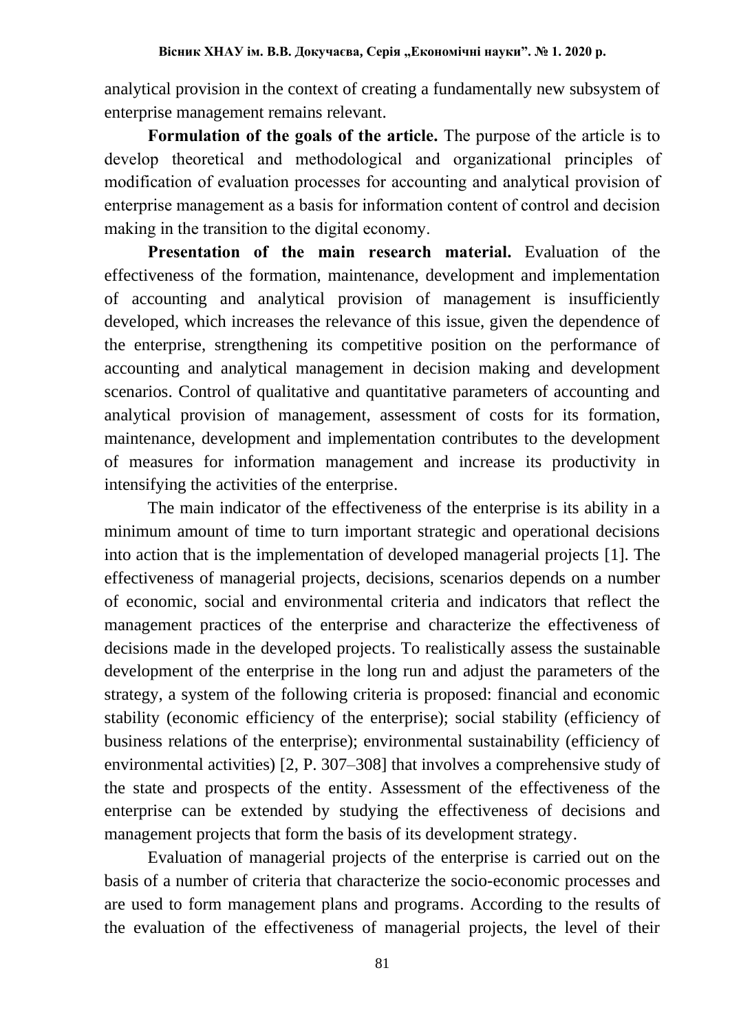analytical provision in the context of creating a fundamentally new subsystem of enterprise management remains relevant.

**Formulation of the goals of the article.** The purpose of the article is to develop theoretical and methodological and organizational principles of modification of evaluation processes for accounting and analytical provision of enterprise management as a basis for information content of control and decision making in the transition to the digital economy.

**Presentation of the main research material.** Evaluation of the effectiveness of the formation, maintenance, development and implementation of accounting and analytical provision of management is insufficiently developed, which increases the relevance of this issue, given the dependence of the enterprise, strengthening its competitive position on the performance of accounting and analytical management in decision making and development scenarios. Control of qualitative and quantitative parameters of accounting and analytical provision of management, assessment of costs for its formation, maintenance, development and implementation contributes to the development of measures for information management and increase its productivity in intensifying the activities of the enterprise.

The main indicator of the effectiveness of the enterprise is its ability in a minimum amount of time to turn important strategic and operational decisions into action that is the implementation of developed managerial projects [1]. The effectiveness of managerial projects, decisions, scenarios depends on a number of economic, social and environmental criteria and indicators that reflect the management practices of the enterprise and characterize the effectiveness of decisions made in the developed projects. To realistically assess the sustainable development of the enterprise in the long run and adjust the parameters of the strategy, a system of the following criteria is proposed: financial and economic stability (economic efficiency of the enterprise); social stability (efficiency of business relations of the enterprise); environmental sustainability (efficiency of environmental activities) [2, P. 307–308] that involves a comprehensive study of the state and prospects of the entity. Assessment of the effectiveness of the enterprise can be extended by studying the effectiveness of decisions and management projects that form the basis of its development strategy.

Evaluation of managerial projects of the enterprise is carried out on the basis of a number of criteria that characterize the socio-economic processes and are used to form management plans and programs. According to the results of the evaluation of the effectiveness of managerial projects, the level of their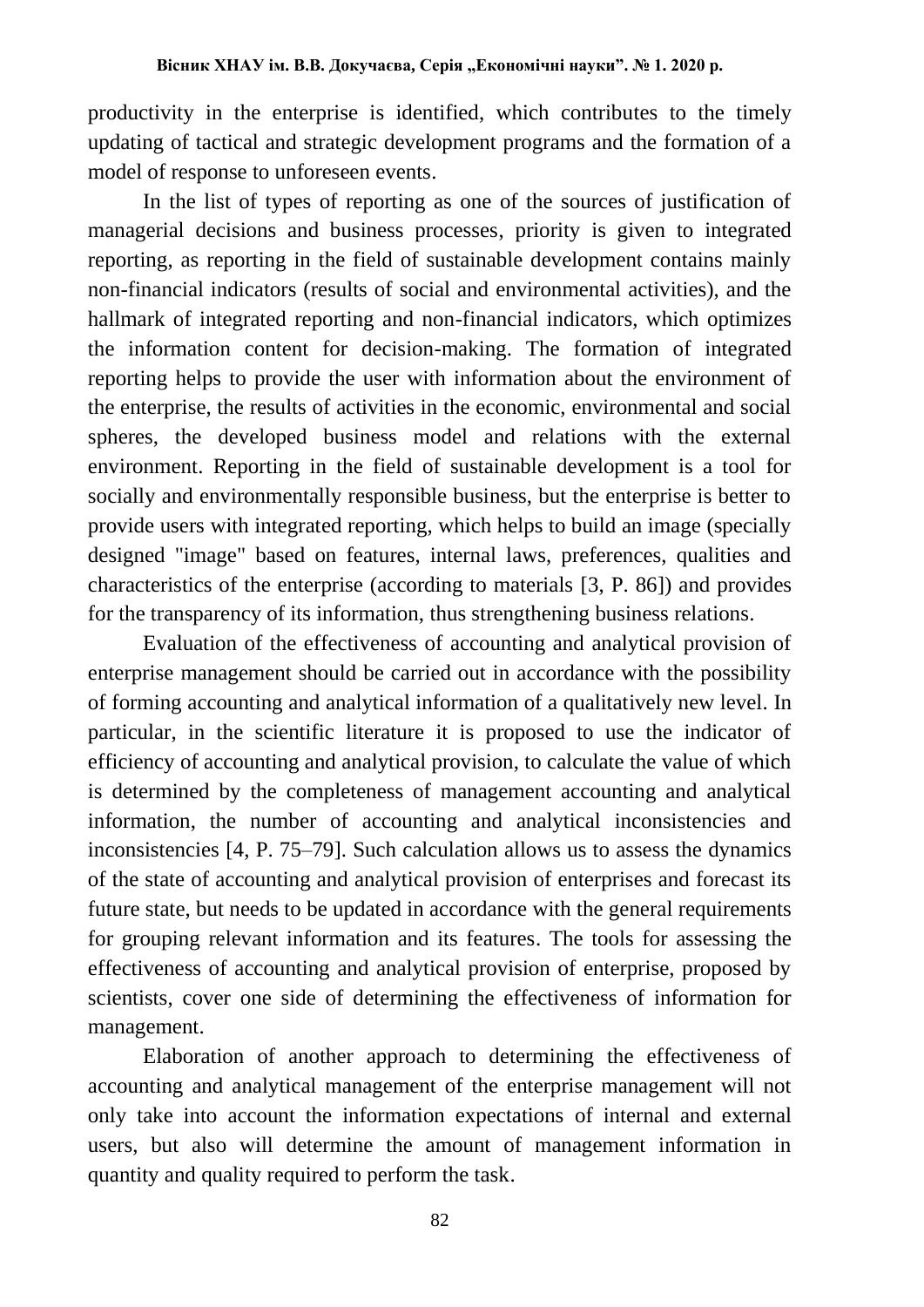productivity in the enterprise is identified, which contributes to the timely updating of tactical and strategic development programs and the formation of a model of response to unforeseen events.

In the list of types of reporting as one of the sources of justification of managerial decisions and business processes, priority is given to integrated reporting, as reporting in the field of sustainable development contains mainly non-financial indicators (results of social and environmental activities), and the hallmark of integrated reporting and non-financial indicators, which optimizes the information content for decision-making. The formation of integrated reporting helps to provide the user with information about the environment of the enterprise, the results of activities in the economic, environmental and social spheres, the developed business model and relations with the external environment. Reporting in the field of sustainable development is a tool for socially and environmentally responsible business, but the enterprise is better to provide users with integrated reporting, which helps to build an image (specially designed "image" based on features, internal laws, preferences, qualities and characteristics of the enterprise (according to materials [3, P. 86]) and provides for the transparency of its information, thus strengthening business relations.

Evaluation of the effectiveness of accounting and analytical provision of enterprise management should be carried out in accordance with the possibility of forming accounting and analytical information of a qualitatively new level. In particular, in the scientific literature it is proposed to use the indicator of efficiency of accounting and analytical provision, to calculate the value of which is determined by the completeness of management accounting and analytical information, the number of accounting and analytical inconsistencies and inconsistencies [4, P. 75–79]. Such calculation allows us to assess the dynamics of the state of accounting and analytical provision of enterprises and forecast its future state, but needs to be updated in accordance with the general requirements for grouping relevant information and its features. The tools for assessing the effectiveness of accounting and analytical provision of enterprise, proposed by scientists, cover one side of determining the effectiveness of information for management.

Elaboration of another approach to determining the effectiveness of accounting and analytical management of the enterprise management will not only take into account the information expectations of internal and external users, but also will determine the amount of management information in quantity and quality required to perform the task.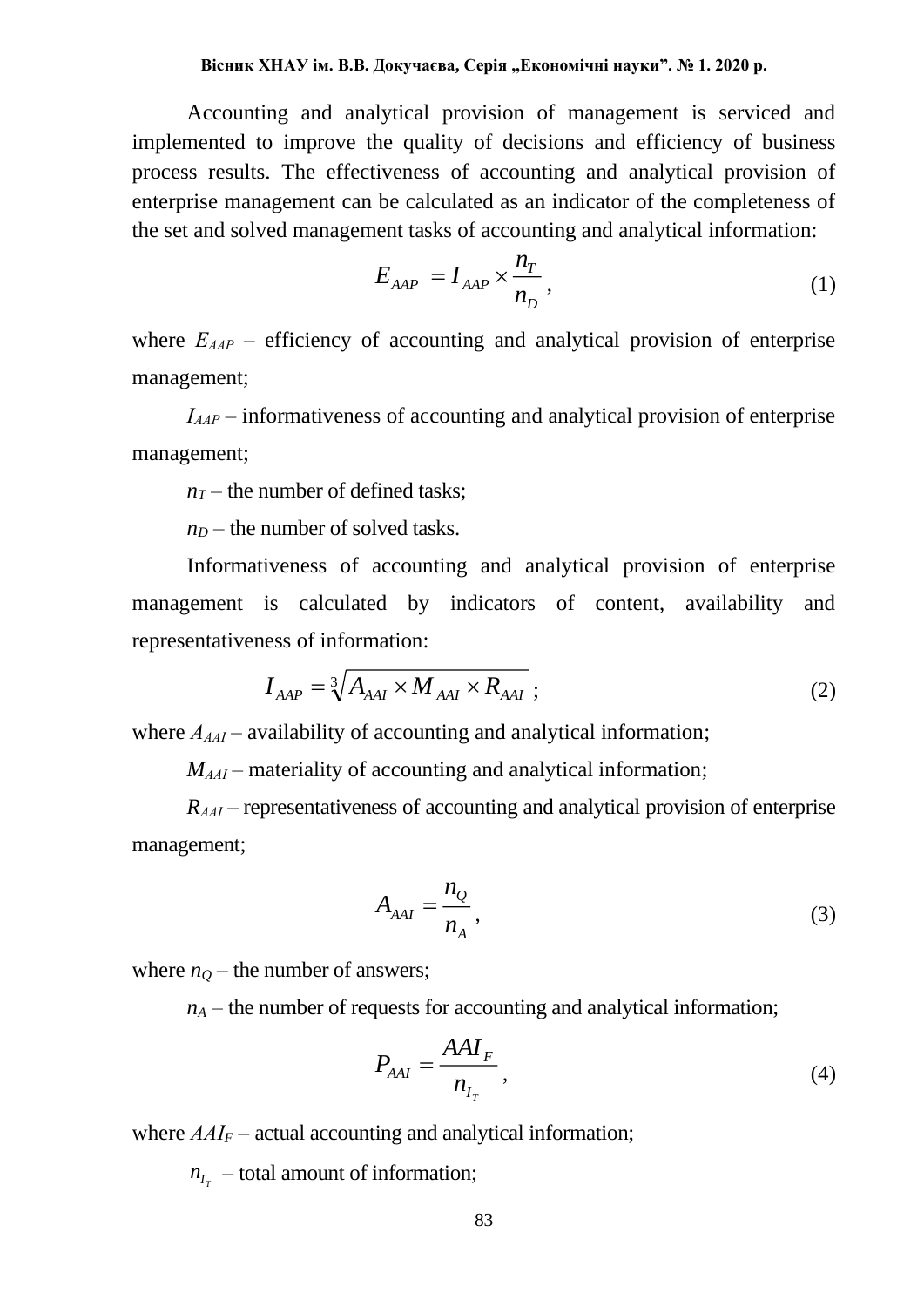Accounting and analytical provision of management is serviced and implemented to improve the quality of decisions and efficiency of business process results. The effectiveness of accounting and analytical provision of enterprise management can be calculated as an indicator of the completeness of the set and solved management tasks of accounting and analytical information:

$$E_{AAP} = I_{AAP} \times \frac{n_T}{n_D}, \qquad (1)$$

where $E_{AAP}$ – efficiency of accounting and analytical provision of enterprise management;

$I_{AAP}$ – informativeness of accounting and analytical provision of enterprise management;

$n_T$ – the number of defined tasks;

$n_D$ – the number of solved tasks.

Informativeness of accounting and analytical provision of enterprise management is calculated by indicators of content, availability and representativeness of information:

$$I_{AAP} = \sqrt[3]{A_{AAI} \times M_{AAI} \times R_{AAI}}; \qquad (2)$$

where $A_{AAI}$ – availability of accounting and analytical information;

$M_{AAI}$ – materiality of accounting and analytical information;

$R_{AAI}$ – representativeness of accounting and analytical provision of enterprise management;

$$A_{AAI} = \frac{n_Q}{n_A}, \qquad (3)$$

where $n_Q$ – the number of answers;

$n_A$ – the number of requests for accounting and analytical information;

$$P_{AAI} = \frac{AAI_F}{n_{I_T}}, \qquad (4)$$

where $AAI_F$ – actual accounting and analytical information;

$n_{I_T}$ – total amount of information;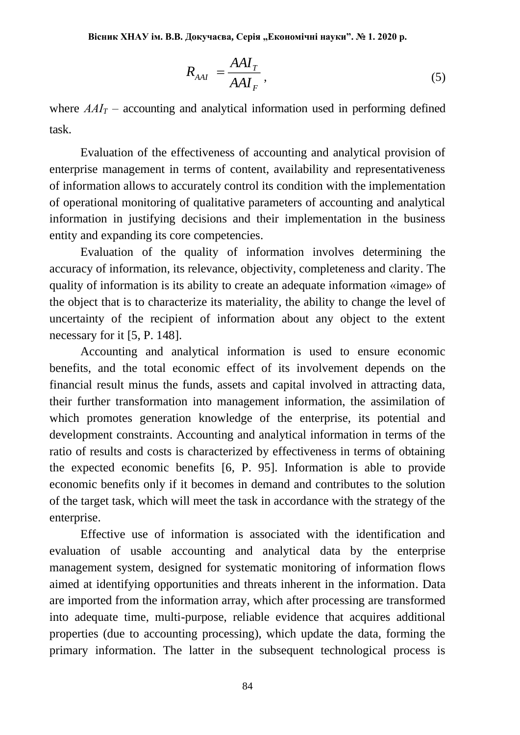$$R_{AAI} = \frac{AAI_T}{AAI_F}, \tag{5}$$

where $AAI_T$ – accounting and analytical information used in performing defined task.

Evaluation of the effectiveness of accounting and analytical provision of enterprise management in terms of content, availability and representativeness of information allows to accurately control its condition with the implementation of operational monitoring of qualitative parameters of accounting and analytical information in justifying decisions and their implementation in the business entity and expanding its core competencies.

Evaluation of the quality of information involves determining the accuracy of information, its relevance, objectivity, completeness and clarity. The quality of information is its ability to create an adequate information «image» of the object that is to characterize its materiality, the ability to change the level of uncertainty of the recipient of information about any object to the extent necessary for it [5, P. 148].

Accounting and analytical information is used to ensure economic benefits, and the total economic effect of its involvement depends on the financial result minus the funds, assets and capital involved in attracting data, their further transformation into management information, the assimilation of which promotes generation knowledge of the enterprise, its potential and development constraints. Accounting and analytical information in terms of the ratio of results and costs is characterized by effectiveness in terms of obtaining the expected economic benefits [6, P. 95]. Information is able to provide economic benefits only if it becomes in demand and contributes to the solution of the target task, which will meet the task in accordance with the strategy of the enterprise.

Effective use of information is associated with the identification and evaluation of usable accounting and analytical data by the enterprise management system, designed for systematic monitoring of information flows aimed at identifying opportunities and threats inherent in the information. Data are imported from the information array, which after processing are transformed into adequate time, multi-purpose, reliable evidence that acquires additional properties (due to accounting processing), which update the data, forming the primary information. The latter in the subsequent technological process is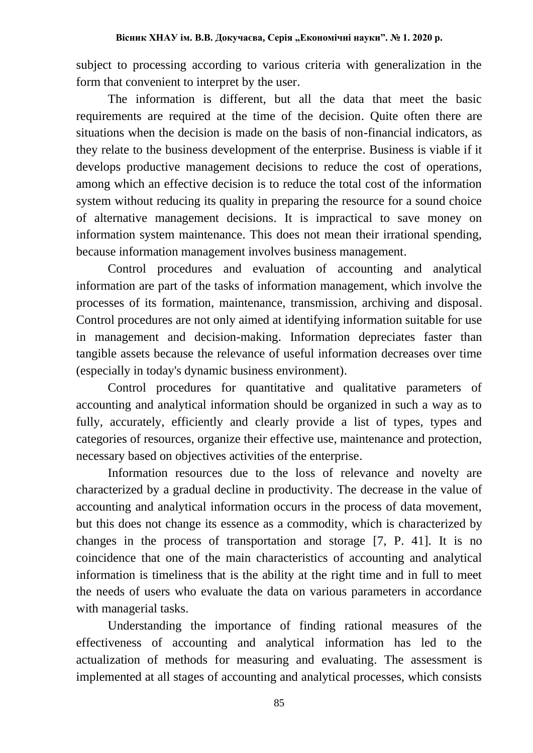subject to processing according to various criteria with generalization in the form that convenient to interpret by the user.

The information is different, but all the data that meet the basic requirements are required at the time of the decision. Quite often there are situations when the decision is made on the basis of non-financial indicators, as they relate to the business development of the enterprise. Business is viable if it develops productive management decisions to reduce the cost of operations, among which an effective decision is to reduce the total cost of the information system without reducing its quality in preparing the resource for a sound choice of alternative management decisions. It is impractical to save money on information system maintenance. This does not mean their irrational spending, because information management involves business management.

Control procedures and evaluation of accounting and analytical information are part of the tasks of information management, which involve the processes of its formation, maintenance, transmission, archiving and disposal. Control procedures are not only aimed at identifying information suitable for use in management and decision-making. Information depreciates faster than tangible assets because the relevance of useful information decreases over time (especially in today's dynamic business environment).

Control procedures for quantitative and qualitative parameters of accounting and analytical information should be organized in such a way as to fully, accurately, efficiently and clearly provide a list of types, types and categories of resources, organize their effective use, maintenance and protection, necessary based on objectives activities of the enterprise.

Information resources due to the loss of relevance and novelty are characterized by a gradual decline in productivity. The decrease in the value of accounting and analytical information occurs in the process of data movement, but this does not change its essence as a commodity, which is characterized by changes in the process of transportation and storage [7, P. 41]. It is no coincidence that one of the main characteristics of accounting and analytical information is timeliness that is the ability at the right time and in full to meet the needs of users who evaluate the data on various parameters in accordance with managerial tasks.

Understanding the importance of finding rational measures of the effectiveness of accounting and analytical information has led to the actualization of methods for measuring and evaluating. The assessment is implemented at all stages of accounting and analytical processes, which consists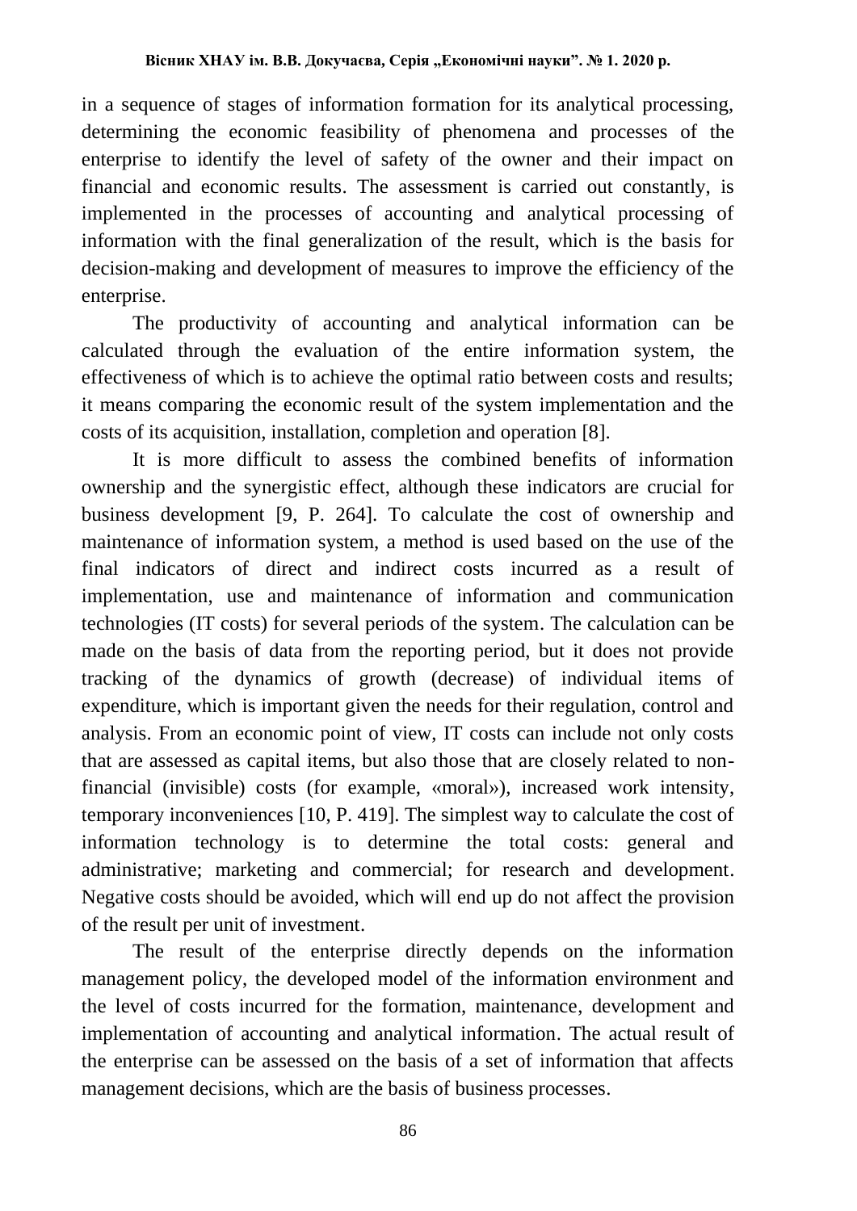in a sequence of stages of information formation for its analytical processing, determining the economic feasibility of phenomena and processes of the enterprise to identify the level of safety of the owner and their impact on financial and economic results. The assessment is carried out constantly, is implemented in the processes of accounting and analytical processing of information with the final generalization of the result, which is the basis for decision-making and development of measures to improve the efficiency of the enterprise.

The productivity of accounting and analytical information can be calculated through the evaluation of the entire information system, the effectiveness of which is to achieve the optimal ratio between costs and results; it means comparing the economic result of the system implementation and the costs of its acquisition, installation, completion and operation [8].

It is more difficult to assess the combined benefits of information ownership and the synergistic effect, although these indicators are crucial for business development [9, P. 264]. To calculate the cost of ownership and maintenance of information system, a method is used based on the use of the final indicators of direct and indirect costs incurred as a result of implementation, use and maintenance of information and communication technologies (IT costs) for several periods of the system. The calculation can be made on the basis of data from the reporting period, but it does not provide tracking of the dynamics of growth (decrease) of individual items of expenditure, which is important given the needs for their regulation, control and analysis. From an economic point of view, IT costs can include not only costs that are assessed as capital items, but also those that are closely related to non-financial (invisible) costs (for example, «moral»), increased work intensity, temporary inconveniences [10, P. 419]. The simplest way to calculate the cost of information technology is to determine the total costs: general and administrative; marketing and commercial; for research and development. Negative costs should be avoided, which will end up do not affect the provision of the result per unit of investment.

The result of the enterprise directly depends on the information management policy, the developed model of the information environment and the level of costs incurred for the formation, maintenance, development and implementation of accounting and analytical information. The actual result of the enterprise can be assessed on the basis of a set of information that affects management decisions, which are the basis of business processes.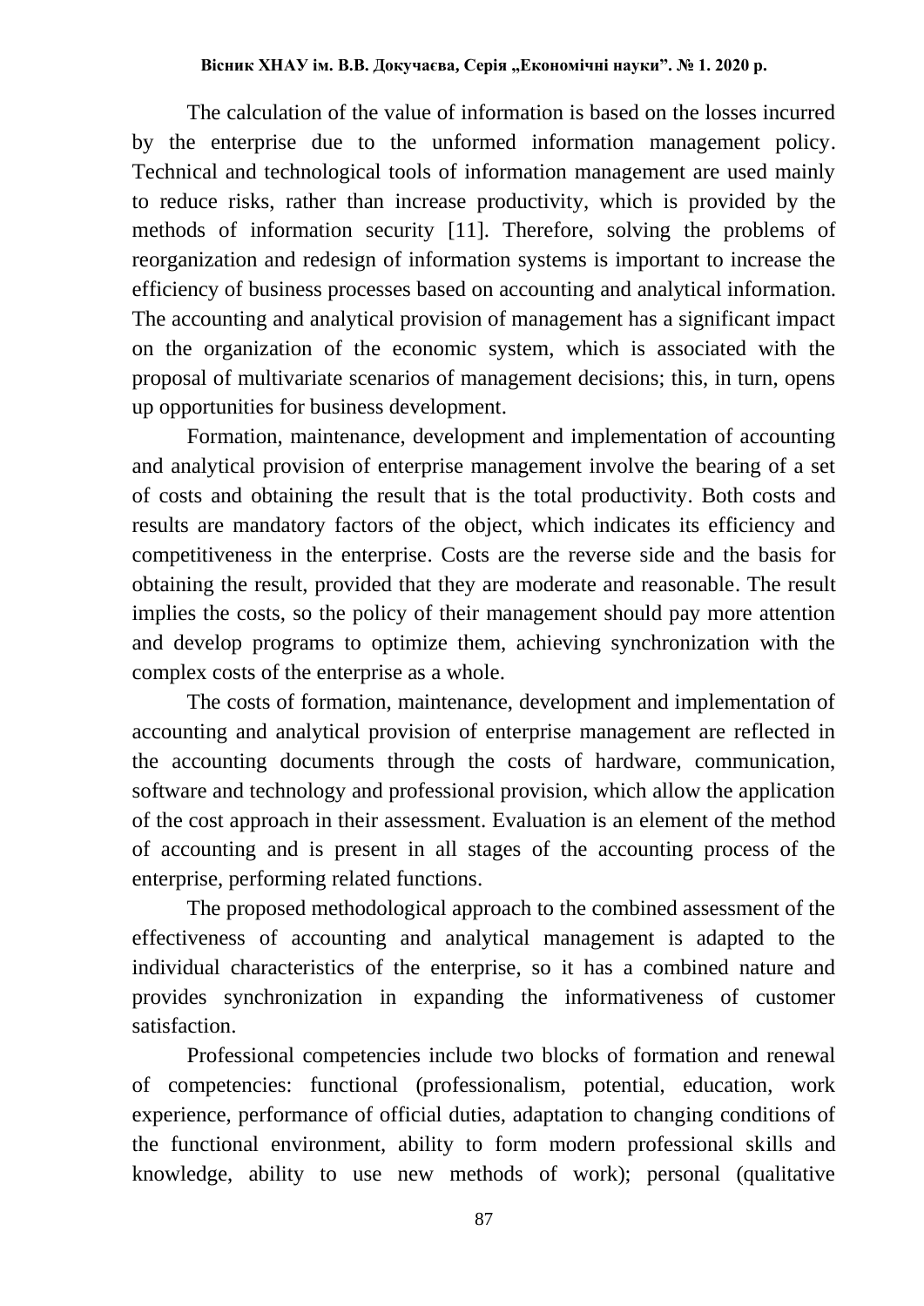The calculation of the value of information is based on the losses incurred by the enterprise due to the unformed information management policy. Technical and technological tools of information management are used mainly to reduce risks, rather than increase productivity, which is provided by the methods of information security [11]. Therefore, solving the problems of reorganization and redesign of information systems is important to increase the efficiency of business processes based on accounting and analytical information. The accounting and analytical provision of management has a significant impact on the organization of the economic system, which is associated with the proposal of multivariate scenarios of management decisions; this, in turn, opens up opportunities for business development.

Formation, maintenance, development and implementation of accounting and analytical provision of enterprise management involve the bearing of a set of costs and obtaining the result that is the total productivity. Both costs and results are mandatory factors of the object, which indicates its efficiency and competitiveness in the enterprise. Costs are the reverse side and the basis for obtaining the result, provided that they are moderate and reasonable. The result implies the costs, so the policy of their management should pay more attention and develop programs to optimize them, achieving synchronization with the complex costs of the enterprise as a whole.

The costs of formation, maintenance, development and implementation of accounting and analytical provision of enterprise management are reflected in the accounting documents through the costs of hardware, communication, software and technology and professional provision, which allow the application of the cost approach in their assessment. Evaluation is an element of the method of accounting and is present in all stages of the accounting process of the enterprise, performing related functions.

The proposed methodological approach to the combined assessment of the effectiveness of accounting and analytical management is adapted to the individual characteristics of the enterprise, so it has a combined nature and provides synchronization in expanding the informativeness of customer satisfaction.

Professional competencies include two blocks of formation and renewal of competencies: functional (professionalism, potential, education, work experience, performance of official duties, adaptation to changing conditions of the functional environment, ability to form modern professional skills and knowledge, ability to use new methods of work); personal (qualitative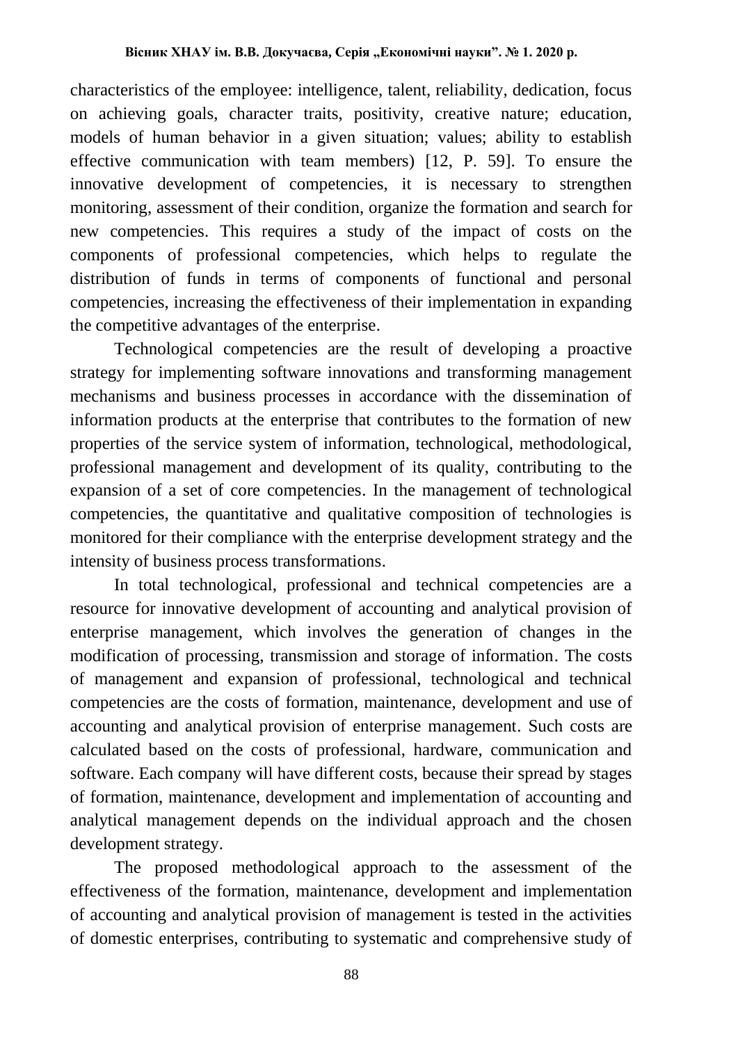characteristics of the employee: intelligence, talent, reliability, dedication, focus on achieving goals, character traits, positivity, creative nature; education, models of human behavior in a given situation; values; ability to establish effective communication with team members) [12, P. 59]. To ensure the innovative development of competencies, it is necessary to strengthen monitoring, assessment of their condition, organize the formation and search for new competencies. This requires a study of the impact of costs on the components of professional competencies, which helps to regulate the distribution of funds in terms of components of functional and personal competencies, increasing the effectiveness of their implementation in expanding the competitive advantages of the enterprise.

Technological competencies are the result of developing a proactive strategy for implementing software innovations and transforming management mechanisms and business processes in accordance with the dissemination of information products at the enterprise that contributes to the formation of new properties of the service system of information, technological, methodological, professional management and development of its quality, contributing to the expansion of a set of core competencies. In the management of technological competencies, the quantitative and qualitative composition of technologies is monitored for their compliance with the enterprise development strategy and the intensity of business process transformations.

In total technological, professional and technical competencies are a resource for innovative development of accounting and analytical provision of enterprise management, which involves the generation of changes in the modification of processing, transmission and storage of information. The costs of management and expansion of professional, technological and technical competencies are the costs of formation, maintenance, development and use of accounting and analytical provision of enterprise management. Such costs are calculated based on the costs of professional, hardware, communication and software. Each company will have different costs, because their spread by stages of formation, maintenance, development and implementation of accounting and analytical management depends on the individual approach and the chosen development strategy.

The proposed methodological approach to the assessment of the effectiveness of the formation, maintenance, development and implementation of accounting and analytical provision of management is tested in the activities of domestic enterprises, contributing to systematic and comprehensive study of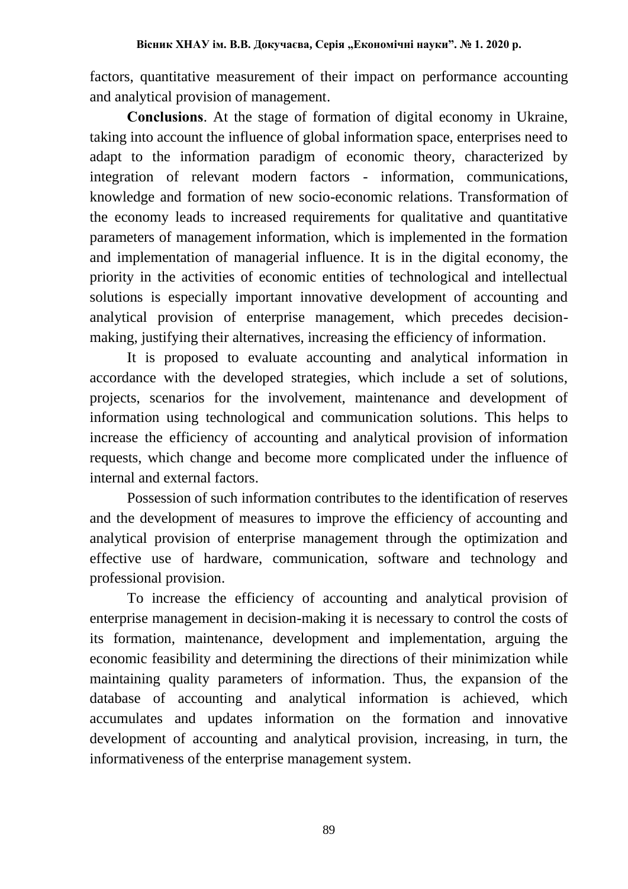factors, quantitative measurement of their impact on performance accounting and analytical provision of management.

**Conclusions**. At the stage of formation of digital economy in Ukraine, taking into account the influence of global information space, enterprises need to adapt to the information paradigm of economic theory, characterized by integration of relevant modern factors - information, communications, knowledge and formation of new socio-economic relations. Transformation of the economy leads to increased requirements for qualitative and quantitative parameters of management information, which is implemented in the formation and implementation of managerial influence. It is in the digital economy, the priority in the activities of economic entities of technological and intellectual solutions is especially important innovative development of accounting and analytical provision of enterprise management, which precedes decision-making, justifying their alternatives, increasing the efficiency of information.

It is proposed to evaluate accounting and analytical information in accordance with the developed strategies, which include a set of solutions, projects, scenarios for the involvement, maintenance and development of information using technological and communication solutions. This helps to increase the efficiency of accounting and analytical provision of information requests, which change and become more complicated under the influence of internal and external factors.

Possession of such information contributes to the identification of reserves and the development of measures to improve the efficiency of accounting and analytical provision of enterprise management through the optimization and effective use of hardware, communication, software and technology and professional provision.

To increase the efficiency of accounting and analytical provision of enterprise management in decision-making it is necessary to control the costs of its formation, maintenance, development and implementation, arguing the economic feasibility and determining the directions of their minimization while maintaining quality parameters of information. Thus, the expansion of the database of accounting and analytical information is achieved, which accumulates and updates information on the formation and innovative development of accounting and analytical provision, increasing, in turn, the informativeness of the enterprise management system.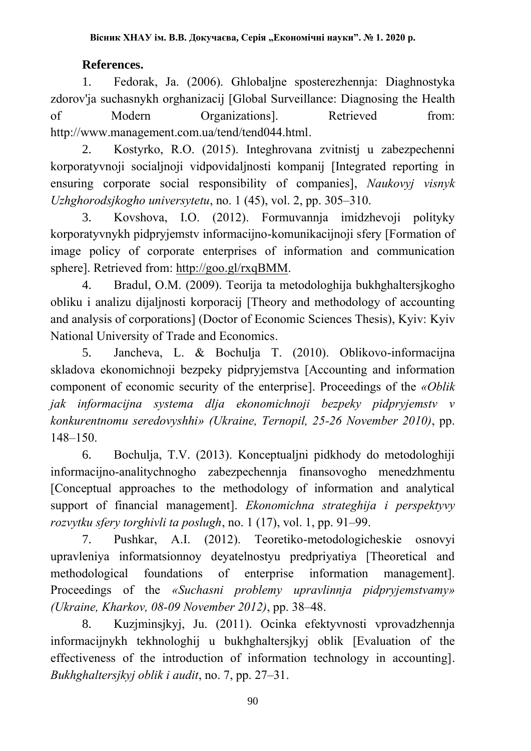**References.**

1. Fedorak, Ja. (2006). Ghlobaljne sposterezhennja: Diaghnostyka zdorov'ja suchasnykh orghanizacij [Global Surveillance: Diagnosing the Health of Modern Organizations]. Retrieved from: http://www.management.com.ua/tend/tend044.html.

2. Kostyrko, R.O. (2015). Integhrovana zvitnistj u zabezpechenni korporatyvnoji socialjnoji vidpovidaljnosti kompanij [Integrated reporting in ensuring corporate social responsibility of companies], *Naukovyj visnyk Uzhghorodsjkogho universytetu*, no. 1 (45), vol. 2, pp. 305–310.

3. Kovshova, I.O. (2012). Formuvannja imidzhevoji polityky korporatyvnykh pidpryjemstv informacijno-komunikacijnoji sfery [Formation of image policy of corporate enterprises of information and communication sphere]. Retrieved from: http://goo.gl/rxqBMM.

4. Bradul, O.M. (2009). Teorija ta metodologhija bukhghaltersjkogho obliku i analizu dijaljnosti korporacij [Theory and methodology of accounting and analysis of corporations] (Doctor of Economic Sciences Thesis), Kyiv: Kyiv National University of Trade and Economics.

5. Jancheva, L. & Bochulja T. (2010). Oblikovo-informacijna skladova ekonomichnoji bezpeky pidpryjemstva [Accounting and information component of economic security of the enterprise]. Proceedings of the *«Oblik jak informacijna systema dlja ekonomichnoji bezpeky pidpryjemstv v konkurentnomu seredovyshhi» (Ukraine, Ternopil, 25-26 November 2010)*, pp. 148–150.

6. Bochulja, T.V. (2013). Konceptualjni pidkhody do metodologhiji informacijno-analitychnogho zabezpechennja finansovogho menedzhmentu [Conceptual approaches to the methodology of information and analytical support of financial management]. *Ekonomichna strateghija i perspektyvy rozvytku sfery torghivli ta poslugh*, no. 1 (17), vol. 1, pp. 91–99.

7. Pushkar, A.I. (2012). Teoretiko-metodologicheskie osnovyi upravleniya informatsionnoy deyatelnostyu predpriyatiya [Theoretical and methodological foundations of enterprise information management]. Proceedings of the *«Suchasni problemy upravlinnja pidpryjemstvamy» (Ukraine, Kharkov, 08-09 November 2012)*, pp. 38–48.

8. Kuzjminsjkyj, Ju. (2011). Ocinka efektyvnosti vprovadzhennja informacijnykh tekhnologhij u bukhghaltersjkyj oblik [Evaluation of the effectiveness of the introduction of information technology in accounting]. *Bukhghaltersjkyj oblik i audit*, no. 7, pp. 27–31.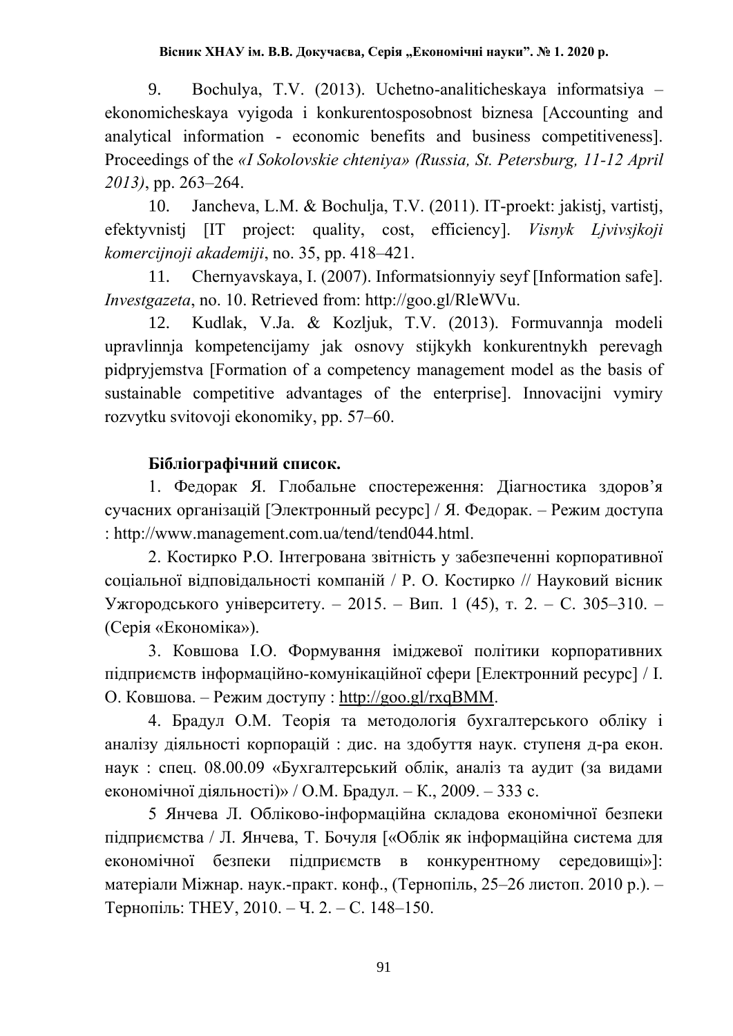9. Bochulya, T.V. (2013). Uchetno-analiticheskaya informatsiya – ekonomicheskaya vyigoda i konkurentosposobnost biznesa [Accounting and analytical information - economic benefits and business competitiveness]. Proceedings of the *«I Sokolovskie chteniya» (Russia, St. Petersburg, 11-12 April 2013)*, pp. 263–264.

10. Jancheva, L.M. & Bochulja, T.V. (2011). IT-proekt: jakistj, vartistj, efektyvnistj [IT project: quality, cost, efficiency]. *Visnyk Ljvivsjkoji komercijnoji akademiji*, no. 35, pp. 418–421.

11. Chernyavskaya, I. (2007). Informatsionnyiy seyf [Information safe]. *Investgazeta*, no. 10. Retrieved from: http://goo.gl/RleWVu.

12. Kudlak, V.Ja. & Kozljuk, T.V. (2013). Formuvannja modeli upravlinnja kompetencijamy jak osnovy stijkykh konkurentnykh perevagh pidpryjemstva [Formation of a competency management model as the basis of sustainable competitive advantages of the enterprise]. Innovacijni vymiry rozvytku svitovoji ekonomiky, pp. 57–60.

**Бібліографічний список.**

1. Федорак Я. Глобальне спостереження: Діагностика здоров'я сучасних організацій [Электронный ресурс] / Я. Федорак. – Режим доступа : http://www.management.com.ua/tend/tend044.html.

2. Костирко Р.О. Інтегрована звітність у забезпеченні корпоративної соціальної відповідальності компаній / Р. О. Костирко // Науковий вісник Ужгородського університету. – 2015. – Вип. 1 (45), т. 2. – С. 305–310. – (Серія «Економіка»).

3. Ковшова І.О. Формування іміджевої політики корпоративних підприємств інформаційно-комунікаційної сфери [Електронний ресурс] / І. О. Ковшова. – Режим доступу : http://goo.gl/rxqBMM.

4. Брадул О.М. Теорія та методологія бухгалтерського обліку і аналізу діяльності корпорацій : дис. на здобуття наук. ступеня д-ра екон. наук : спец. 08.00.09 «Бухгалтерський облік, аналіз та аудит (за видами економічної діяльності)» / О.М. Брадул. – К., 2009. – 333 с.

5 Янчева Л. Обліково-інформаційна складова економічної безпеки підприємства / Л. Янчева, Т. Бочуля [«Облік як інформаційна система для економічної безпеки підприємств в конкурентному середовищі»]: матеріали Міжнар. наук.-практ. конф., (Тернопіль, 25–26 листоп. 2010 р.). – Тернопіль: ТНЕУ, 2010. – Ч. 2. – С. 148–150.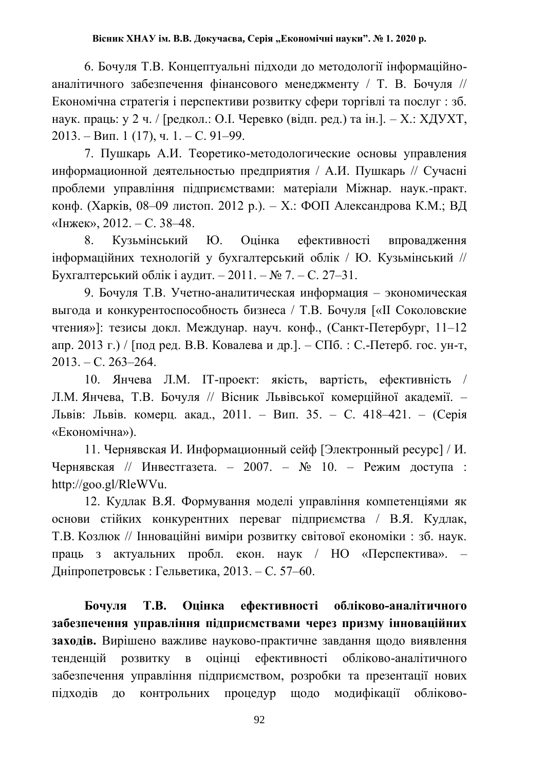6. Бочуля Т.В. Концептуальні підходи до методології інформаційно-аналітичного забезпечення фінансового менеджменту / Т. В. Бочуля // Економічна стратегія і перспективи розвитку сфери торгівлі та послуг : зб. наук. праць: у 2 ч. / [редкол.: О.І. Черевко (відп. ред.) та ін.]. – Х.: ХДУХТ, 2013. – Вип. 1 (17), ч. 1. – С. 91–99.

7. Пушкарь А.И. Теоретико-методологические основы управления информационной деятельностью предприятия / А.И. Пушкарь // Сучасні проблеми управління підприємствами: матеріали Міжнар. наук.-практ. конф. (Харків, 08–09 листоп. 2012 р.). – Х.: ФОП Александрова К.М.; ВД «Інжек», 2012. – С. 38–48.

8. Кузьмінський Ю. Оцінка ефективності впровадження інформаційних технологій у бухгалтерський облік / Ю. Кузьмінський // Бухгалтерський облік і аудит. – 2011. – № 7. – С. 27–31.

9. Бочуля Т.В. Учетно-аналитическая информация – экономическая выгода и конкурентоспособность бизнеса / Т.В. Бочуля [«II Соколовские чтения»]: тезисы докл. Междунар. науч. конф., (Санкт-Петербург, 11–12 апр. 2013 г.) / [под ред. В.В. Ковалева и др.]. – СПб. : С.-Петерб. гос. ун-т, 2013. – С. 263–264.

10. Янчева Л.М. IT-проект: якість, вартість, ефективність / Л.М. Янчева, Т.В. Бочуля // Вісник Львівської комерційної академії. – Львів: Львів. комерц. акад., 2011. – Вип. 35. – С. 418–421. – (Серія «Економічна»).

11. Чернявская И. Информационный сейф [Электронный ресурс] / И. Чернявская // Инвестгазета. – 2007. – № 10. – Режим доступа : http://goo.gl/RleWVu.

12. Кудлак В.Я. Формування моделі управління компетенціями як основи стійких конкурентних переваг підприємства / В.Я. Кудлак, Т.В. Козлюк // Інноваційні виміри розвитку світової економіки : зб. наук. праць з актуальних пробл. екон. наук / НО «Перспектива». – Дніпропетровськ : Гельветика, 2013. – С. 57–60.

**Бочуля Т.В. Оцінка ефективності обліково-аналітичного забезпечення управління підприємствами через призму інноваційних заходів.** Вирішено важливе науково-практичне завдання щодо виявлення тенденцій розвитку в оцінці ефективності обліково-аналітичного забезпечення управління підприємством, розробки та презентації нових підходів до контрольних процедур щодо модифікації обліково-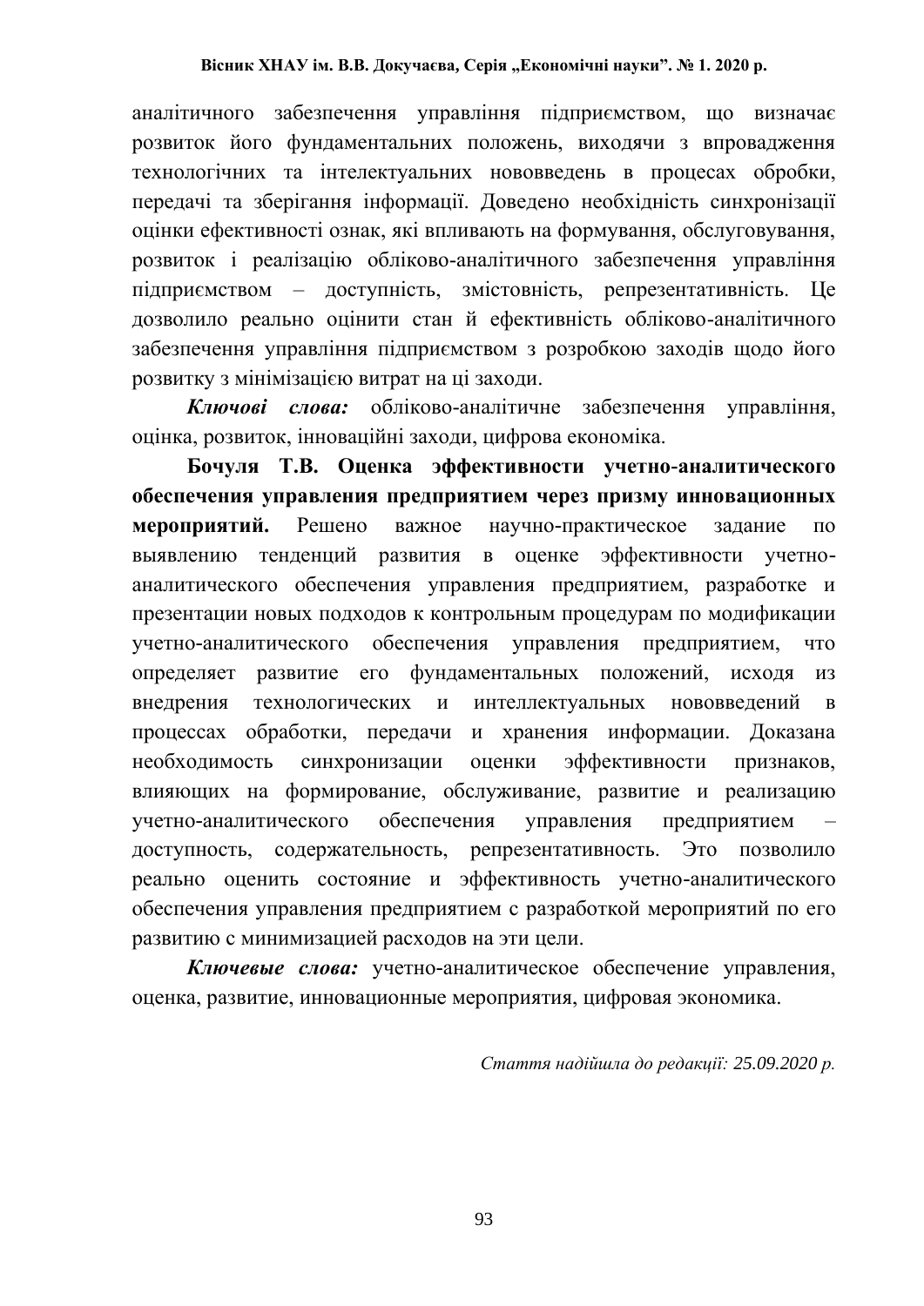аналітичного забезпечення управління підприємством, що визначає розвиток його фундаментальних положень, виходячи з впровадження технологічних та інтелектуальних нововведень в процесах обробки, передачі та зберігання інформації. Доведено необхідність синхронізації оцінки ефективності ознак, які впливають на формування, обслуговування, розвиток і реалізацію обліково-аналітичного забезпечення управління підприємством – доступність, змістовність, репрезентативність. Це дозволило реально оцінити стан й ефективність обліково-аналітичного забезпечення управління підприємством з розробкою заходів щодо його розвитку з мінімізацією витрат на ці заходи.

***Ключові слова:*** обліково-аналітичне забезпечення управління, оцінка, розвиток, інноваційні заходи, цифрова економіка.

**Бочуля Т.В. Оценка эффективности учетно-аналитического обеспечения управления предприятием через призму инновационных мероприятий.** Решено важное научно-практическое задание по выявлению тенденций развития в оценке эффективности учетно-аналитического обеспечения управления предприятием, разработке и презентации новых подходов к контрольным процедурам по модификации учетно-аналитического обеспечения управления предприятием, что определяет развитие его фундаментальных положений, исходя из внедрения технологических и интеллектуальных нововведений в процессах обработки, передачи и хранения информации. Доказана необходимость синхронизации оценки эффективности признаков, влияющих на формирование, обслуживание, развитие и реализацию учетно-аналитического обеспечения управления предприятием – доступность, содержательность, репрезентативность. Это позволило реально оценить состояние и эффективность учетно-аналитического обеспечения управления предприятием с разработкой мероприятий по его развитию с минимизацией расходов на эти цели.

***Ключевые слова:*** учетно-аналитическое обеспечение управления, оценка, развитие, инновационные мероприятия, цифровая экономика.

*Стаття надійшла до редакції: 25.09.2020 р.*